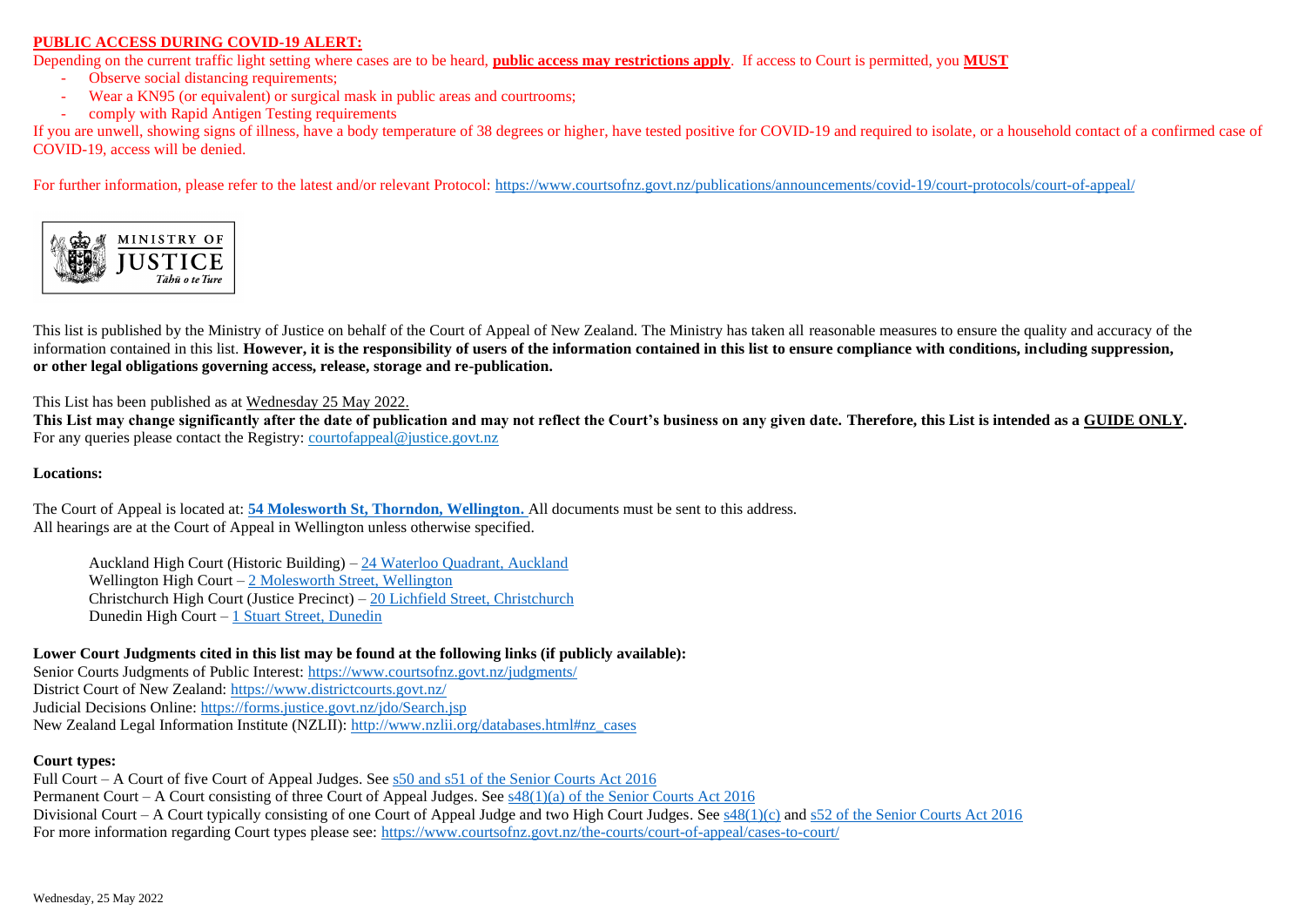**PUBLIC ACCESS DURING COVID-19 ALERT:**

Depending on the current traffic light setting where cases are to be heard, **public access may restrictions apply**. If access to Court is permitted, you **MUST**

- Observe social distancing requirements;
- Wear a KN95 (or equivalent) or surgical mask in public areas and courtrooms;
- comply with Rapid Antigen Testing requirements

If you are unwell, showing signs of illness, have a body temperature of 38 degrees or higher, have tested positive for COVID-19 and required to isolate, or a household contact of a confirmed case of COVID-19, access will be denied.

For further information, please refer to the latest and/or relevant Protocol: https://www.courtsofnz.govt.nz/publications/announcements/covid-19/court-protocols/court-of-appeal/

MINISTRY OF JUSTICE
*Tāhū o te Ture*

This list is published by the Ministry of Justice on behalf of the Court of Appeal of New Zealand. The Ministry has taken all reasonable measures to ensure the quality and accuracy of the information contained in this list. **However, it is the responsibility of users of the information contained in this list to ensure compliance with conditions, including suppression, or other legal obligations governing access, release, storage and re-publication.**

This List has been published as at Wednesday 25 May 2022.

**This List may change significantly after the date of publication and may not reflect the Court's business on any given date. Therefore, this List is intended as a GUIDE ONLY.**

For any queries please contact the Registry: courtofappeal@justice.govt.nz

**Locations:**

The Court of Appeal is located at: **54 Molesworth St, Thorndon, Wellington.** All documents must be sent to this address.
All hearings are at the Court of Appeal in Wellington unless otherwise specified.

Auckland High Court (Historic Building) – 24 Waterloo Quadrant, Auckland
Wellington High Court – 2 Molesworth Street, Wellington
Christchurch High Court (Justice Precinct) – 20 Lichfield Street, Christchurch
Dunedin High Court – 1 Stuart Street, Dunedin

**Lower Court Judgments cited in this list may be found at the following links (if publicly available):**

Senior Courts Judgments of Public Interest: https://www.courtsofnz.govt.nz/judgments/
District Court of New Zealand: https://www.districtcourts.govt.nz/
Judicial Decisions Online: https://forms.justice.govt.nz/jdo/Search.jsp
New Zealand Legal Information Institute (NZLII): http://www.nzlii.org/databases.html#nz_cases

**Court types:**

Full Court – A Court of five Court of Appeal Judges. See s50 and s51 of the Senior Courts Act 2016
Permanent Court – A Court consisting of three Court of Appeal Judges. See s48(1)(a) of the Senior Courts Act 2016
Divisional Court – A Court typically consisting of one Court of Appeal Judge and two High Court Judges. See s48(1)(c) and s52 of the Senior Courts Act 2016
For more information regarding Court types please see: https://www.courtsofnz.govt.nz/the-courts/court-of-appeal/cases-to-court/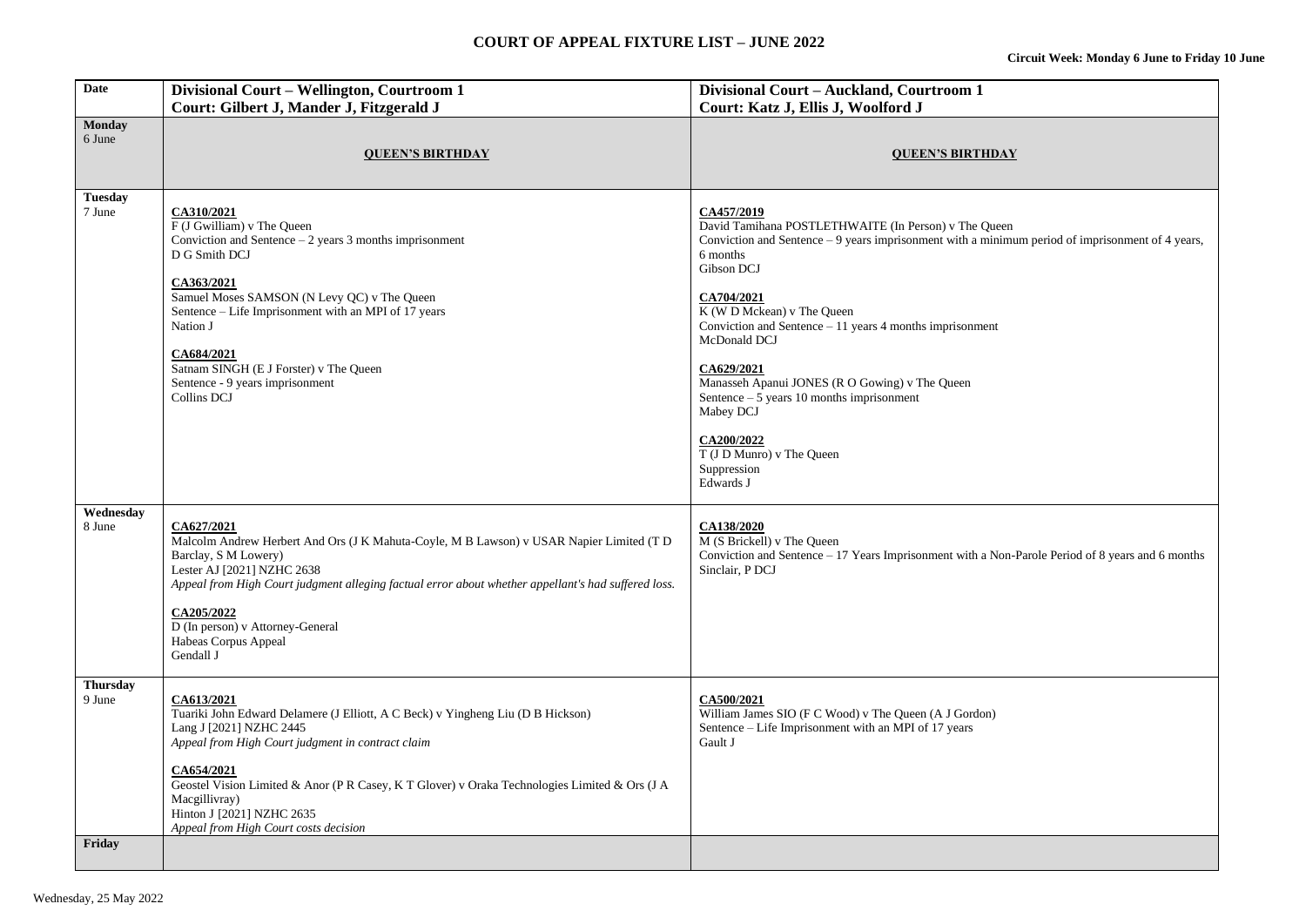# COURT OF APPEAL FIXTURE LIST – JUNE 2022

**Circuit Week: Monday 6 June to Friday 10 June**

| Date | Divisional Court – Wellington, Courtroom 1<br>Court: Gilbert J, Mander J, Fitzgerald J | Divisional Court – Auckland, Courtroom 1<br>Court: Katz J, Ellis J, Woolford J |
|---|---|---|
| **Monday**<br>6 June | **QUEEN'S BIRTHDAY** | **QUEEN'S BIRTHDAY** |
| **Tuesday**<br>7 June | **CA310/2021**<br>F (J Gwilliam) v The Queen<br>Conviction and Sentence – 2 years 3 months imprisonment<br>D G Smith DCJ<br><br>**CA363/2021**<br>Samuel Moses SAMSON (N Levy QC) v The Queen<br>Sentence – Life Imprisonment with an MPI of 17 years<br>Nation J<br><br>**CA684/2021**<br>Satnam SINGH (E J Forster) v The Queen<br>Sentence - 9 years imprisonment<br>Collins DCJ | **CA457/2019**<br>David Tamihana POSTLETHWAITE (In Person) v The Queen<br>Conviction and Sentence – 9 years imprisonment with a minimum period of imprisonment of 4 years, 6 months<br>Gibson DCJ<br><br>**CA704/2021**<br>K (W D Mckean) v The Queen<br>Conviction and Sentence – 11 years 4 months imprisonment<br>McDonald DCJ<br><br>**CA629/2021**<br>Manasseh Apanui JONES (R O Gowing) v The Queen<br>Sentence – 5 years 10 months imprisonment<br>Mabey DCJ<br><br>**CA200/2022**<br>T (J D Munro) v The Queen<br>Suppression<br>Edwards J |
| **Wednesday**<br>8 June | **CA627/2021**<br>Malcolm Andrew Herbert And Ors (J K Mahuta-Coyle, M B Lawson) v USAR Napier Limited (T D Barclay, S M Lowery)<br>Lester AJ [2021] NZHC 2638<br>*Appeal from High Court judgment alleging factual error about whether appellant's had suffered loss.*<br><br>**CA205/2022**<br>D (In person) v Attorney-General<br>Habeas Corpus Appeal<br>Gendall J | **CA138/2020**<br>M (S Brickell) v The Queen<br>Conviction and Sentence – 17 Years Imprisonment with a Non-Parole Period of 8 years and 6 months<br>Sinclair, P DCJ |
| **Thursday**<br>9 June | **CA613/2021**<br>Tuariki John Edward Delamere (J Elliott, A C Beck) v Yingheng Liu (D B Hickson)<br>Lang J [2021] NZHC 2445<br>*Appeal from High Court judgment in contract claim*<br><br>**CA654/2021**<br>Geostel Vision Limited & Anor (P R Casey, K T Glover) v Oraka Technologies Limited & Ors (J A Macgillivray)<br>Hinton J [2021] NZHC 2635<br>*Appeal from High Court costs decision* | **CA500/2021**<br>William James SIO (F C Wood) v The Queen (A J Gordon)<br>Sentence – Life Imprisonment with an MPI of 17 years<br>Gault J |
| **Friday** | | |

Wednesday, 25 May 2022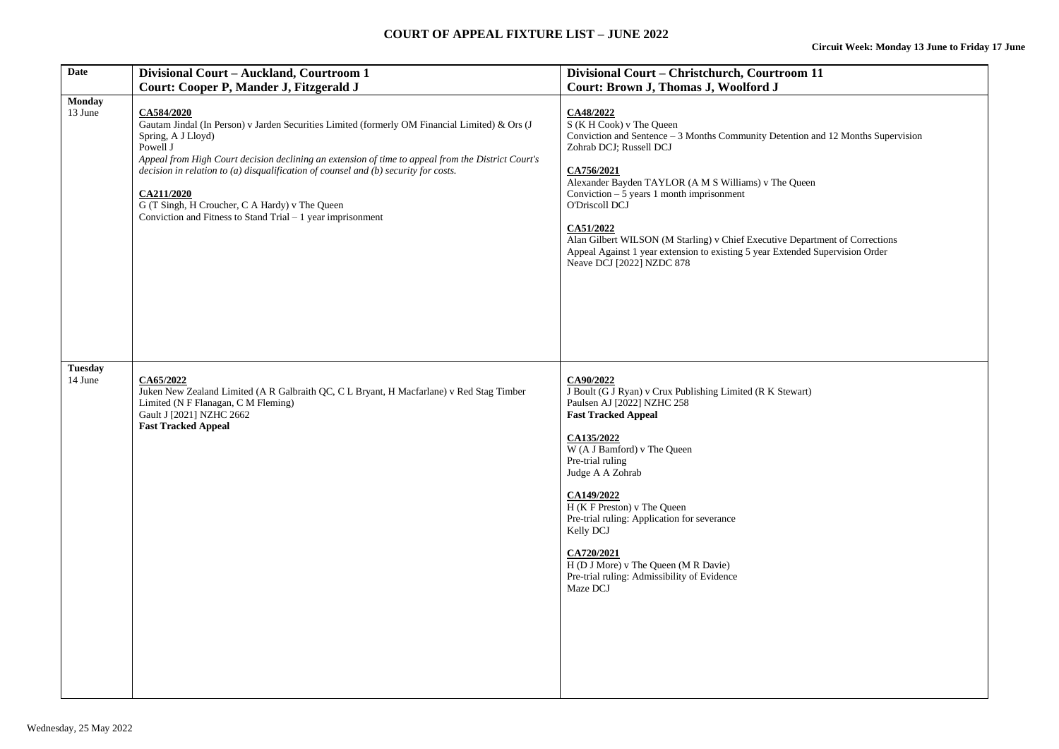# COURT OF APPEAL FIXTURE LIST – JUNE 2022

**Circuit Week: Monday 13 June to Friday 17 June**

| Date | Divisional Court – Auckland, Courtroom 1<br>Court: Cooper P, Mander J, Fitzgerald J | Divisional Court – Christchurch, Courtroom 11<br>Court: Brown J, Thomas J, Woolford J |
|---|---|---|
| **Monday**<br>13 June | **CA584/2020**<br>Gautam Jindal (In Person) v Jarden Securities Limited (formerly OM Financial Limited) & Ors (J Spring, A J Lloyd)<br>Powell J<br>*Appeal from High Court decision declining an extension of time to appeal from the District Court's decision in relation to (a) disqualification of counsel and (b) security for costs.*<br><br>**CA211/2020**<br>G (T Singh, H Croucher, C A Hardy) v The Queen<br>Conviction and Fitness to Stand Trial – 1 year imprisonment | **CA48/2022**<br>S (K H Cook) v The Queen<br>Conviction and Sentence – 3 Months Community Detention and 12 Months Supervision<br>Zohrab DCJ; Russell DCJ<br><br>**CA756/2021**<br>Alexander Bayden TAYLOR (A M S Williams) v The Queen<br>Conviction – 5 years 1 month imprisonment<br>O'Driscoll DCJ<br><br>**CA51/2022**<br>Alan Gilbert WILSON (M Starling) v Chief Executive Department of Corrections<br>Appeal Against 1 year extension to existing 5 year Extended Supervision Order<br>Neave DCJ [2022] NZDC 878 |
| **Tuesday**<br>14 June | **CA65/2022**<br>Juken New Zealand Limited (A R Galbraith QC, C L Bryant, H Macfarlane) v Red Stag Timber Limited (N F Flanagan, C M Fleming)<br>Gault J [2021] NZHC 2662<br>**Fast Tracked Appeal** | **CA90/2022**<br>J Boult (G J Ryan) v Crux Publishing Limited (R K Stewart)<br>Paulsen AJ [2022] NZHC 258<br>**Fast Tracked Appeal**<br><br>**CA135/2022**<br>W (A J Bamford) v The Queen<br>Pre-trial ruling<br>Judge A A Zohrab<br><br>**CA149/2022**<br>H (K F Preston) v The Queen<br>Pre-trial ruling: Application for severance<br>Kelly DCJ<br><br>**CA720/2021**<br>H (D J More) v The Queen (M R Davie)<br>Pre-trial ruling: Admissibility of Evidence<br>Maze DCJ |

Wednesday, 25 May 2022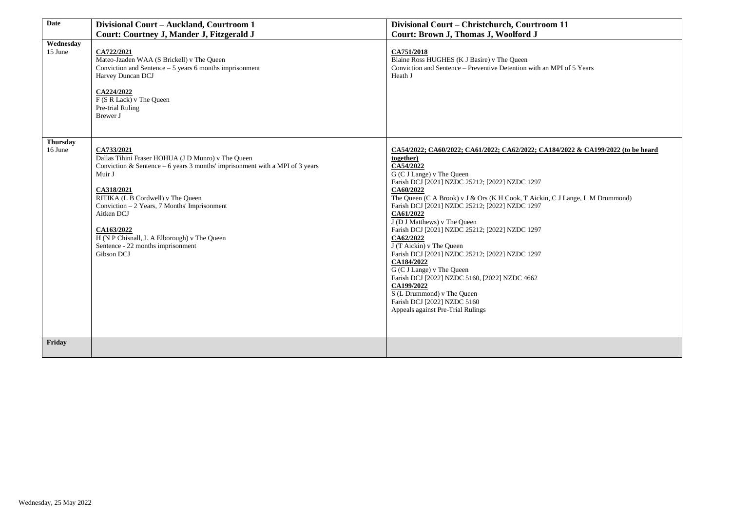| Date | Divisional Court – Auckland, Courtroom 1<br>Court: Courtney J, Mander J, Fitzgerald J | Divisional Court – Christchurch, Courtroom 11<br>Court: Brown J, Thomas J, Woolford J |
|---|---|---|
| **Wednesday**<br>15 June | **CA722/2021**<br>Mateo-Jzaden WAA (S Brickell) v The Queen<br>Conviction and Sentence – 5 years 6 months imprisonment<br>Harvey Duncan DCJ<br><br>**CA224/2022**<br>F (S R Lack) v The Queen<br>Pre-trial Ruling<br>Brewer J | **CA751/2018**<br>Blaine Ross HUGHES (K J Basire) v The Queen<br>Conviction and Sentence – Preventive Detention with an MPI of 5 Years<br>Heath J |
| **Thursday**<br>16 June | **CA733/2021**<br>Dallas Tihini Fraser HOHUA (J D Munro) v The Queen<br>Conviction & Sentence – 6 years 3 months' imprisonment with a MPI of 3 years<br>Muir J<br><br>**CA318/2021**<br>RITIKA (L B Cordwell) v The Queen<br>Conviction – 2 Years, 7 Months' Imprisonment<br>Aitken DCJ<br><br>**CA163/2022**<br>H (N P Chisnall, L A Elborough) v The Queen<br>Sentence - 22 months imprisonment<br>Gibson DCJ | **CA54/2022; CA60/2022; CA61/2022; CA62/2022; CA184/2022 & CA199/2022 (to be heard together)**<br>**CA54/2022**<br>G (C J Lange) v The Queen<br>Farish DCJ [2021] NZDC 25212; [2022] NZDC 1297<br>**CA60/2022**<br>The Queen (C A Brook) v J & Ors (K H Cook, T Aickin, C J Lange, L M Drummond)<br>Farish DCJ [2021] NZDC 25212; [2022] NZDC 1297<br>**CA61/2022**<br>J (D J Matthews) v The Queen<br>Farish DCJ [2021] NZDC 25212; [2022] NZDC 1297<br>**CA62/2022**<br>J (T Aickin) v The Queen<br>Farish DCJ [2021] NZDC 25212; [2022] NZDC 1297<br>**CA184/2022**<br>G (C J Lange) v The Queen<br>Farish DCJ [2022] NZDC 5160, [2022] NZDC 4662<br>**CA199/2022**<br>S (L Drummond) v The Queen<br>Farish DCJ [2022] NZDC 5160<br>Appeals against Pre-Trial Rulings |
| **Friday** | | |

Wednesday, 25 May 2022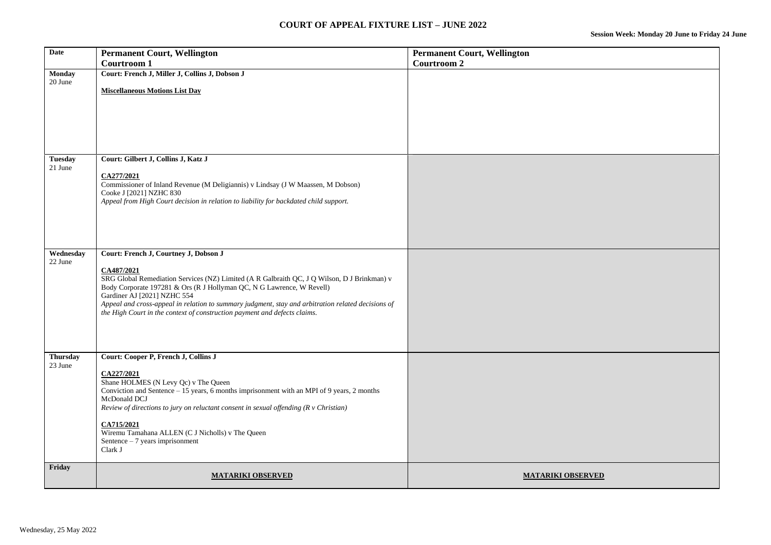# COURT OF APPEAL FIXTURE LIST – JUNE 2022

**Session Week: Monday 20 June to Friday 24 June**

| Date | Permanent Court, Wellington<br>Courtroom 1 | Permanent Court, Wellington<br>Courtroom 2 |
|---|---|---|
| **Monday**<br>20 June | **Court: French J, Miller J, Collins J, Dobson J**<br><br>**Miscellaneous Motions List Day** | |
| **Tuesday**<br>21 June | **Court: Gilbert J, Collins J, Katz J**<br><br>**CA277/2021**<br>Commissioner of Inland Revenue (M Deligiannis) v Lindsay (J W Maassen, M Dobson)<br>Cooke J [2021] NZHC 830<br>*Appeal from High Court decision in relation to liability for backdated child support.* | |
| **Wednesday**<br>22 June | **Court: French J, Courtney J, Dobson J**<br><br>**CA487/2021**<br>SRG Global Remediation Services (NZ) Limited (A R Galbraith QC, J Q Wilson, D J Brinkman) v Body Corporate 197281 & Ors (R J Hollyman QC, N G Lawrence, W Revell)<br>Gardiner AJ [2021] NZHC 554<br>*Appeal and cross-appeal in relation to summary judgment, stay and arbitration related decisions of the High Court in the context of construction payment and defects claims.* | |
| **Thursday**<br>23 June | **Court: Cooper P, French J, Collins J**<br><br>**CA227/2021**<br>Shane HOLMES (N Levy Qc) v The Queen<br>Conviction and Sentence – 15 years, 6 months imprisonment with an MPI of 9 years, 2 months<br>McDonald DCJ<br>*Review of directions to jury on reluctant consent in sexual offending (R v Christian)*<br><br>**CA715/2021**<br>Wiremu Tamahana ALLEN (C J Nicholls) v The Queen<br>Sentence – 7 years imprisonment<br>Clark J | |
| **Friday** | **MATARIKI OBSERVED** | **MATARIKI OBSERVED** |

Wednesday, 25 May 2022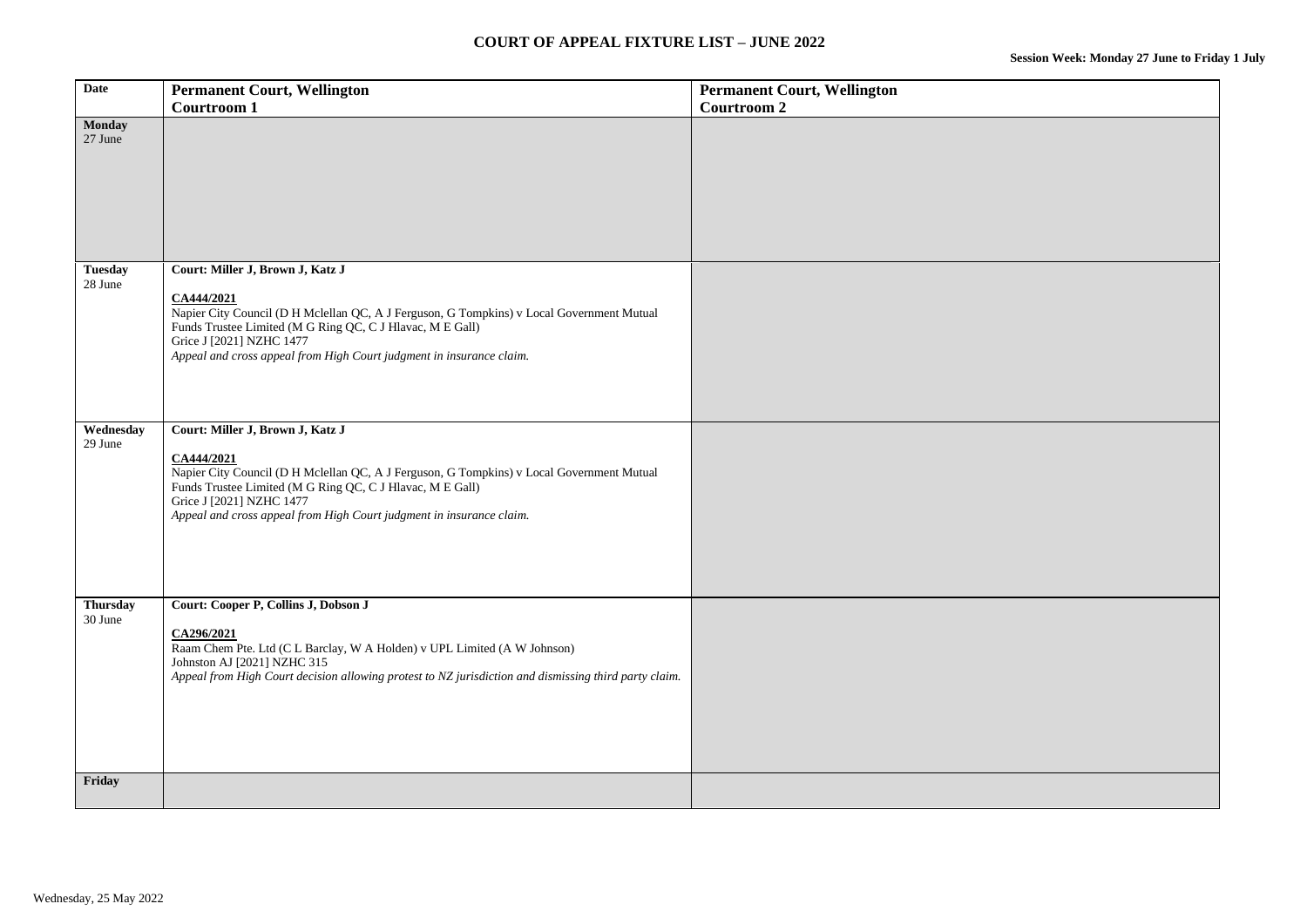# COURT OF APPEAL FIXTURE LIST – JUNE 2022

**Session Week: Monday 27 June to Friday 1 July**

| Date | Permanent Court, Wellington Courtroom 1 | Permanent Court, Wellington Courtroom 2 |
|---|---|---|
| **Monday** 27 June | | |
| **Tuesday** 28 June | **Court: Miller J, Brown J, Katz J**<br><br>**CA444/2021**<br>Napier City Council (D H Mclellan QC, A J Ferguson, G Tompkins) v Local Government Mutual Funds Trustee Limited (M G Ring QC, C J Hlavac, M E Gall)<br>Grice J [2021] NZHC 1477<br>*Appeal and cross appeal from High Court judgment in insurance claim.* | |
| **Wednesday** 29 June | **Court: Miller J, Brown J, Katz J**<br><br>**CA444/2021**<br>Napier City Council (D H Mclellan QC, A J Ferguson, G Tompkins) v Local Government Mutual Funds Trustee Limited (M G Ring QC, C J Hlavac, M E Gall)<br>Grice J [2021] NZHC 1477<br>*Appeal and cross appeal from High Court judgment in insurance claim.* | |
| **Thursday** 30 June | **Court: Cooper P, Collins J, Dobson J**<br><br>**CA296/2021**<br>Raam Chem Pte. Ltd (C L Barclay, W A Holden) v UPL Limited (A W Johnson)<br>Johnston AJ [2021] NZHC 315<br>*Appeal from High Court decision allowing protest to NZ jurisdiction and dismissing third party claim.* | |
| **Friday** | | |

Wednesday, 25 May 2022